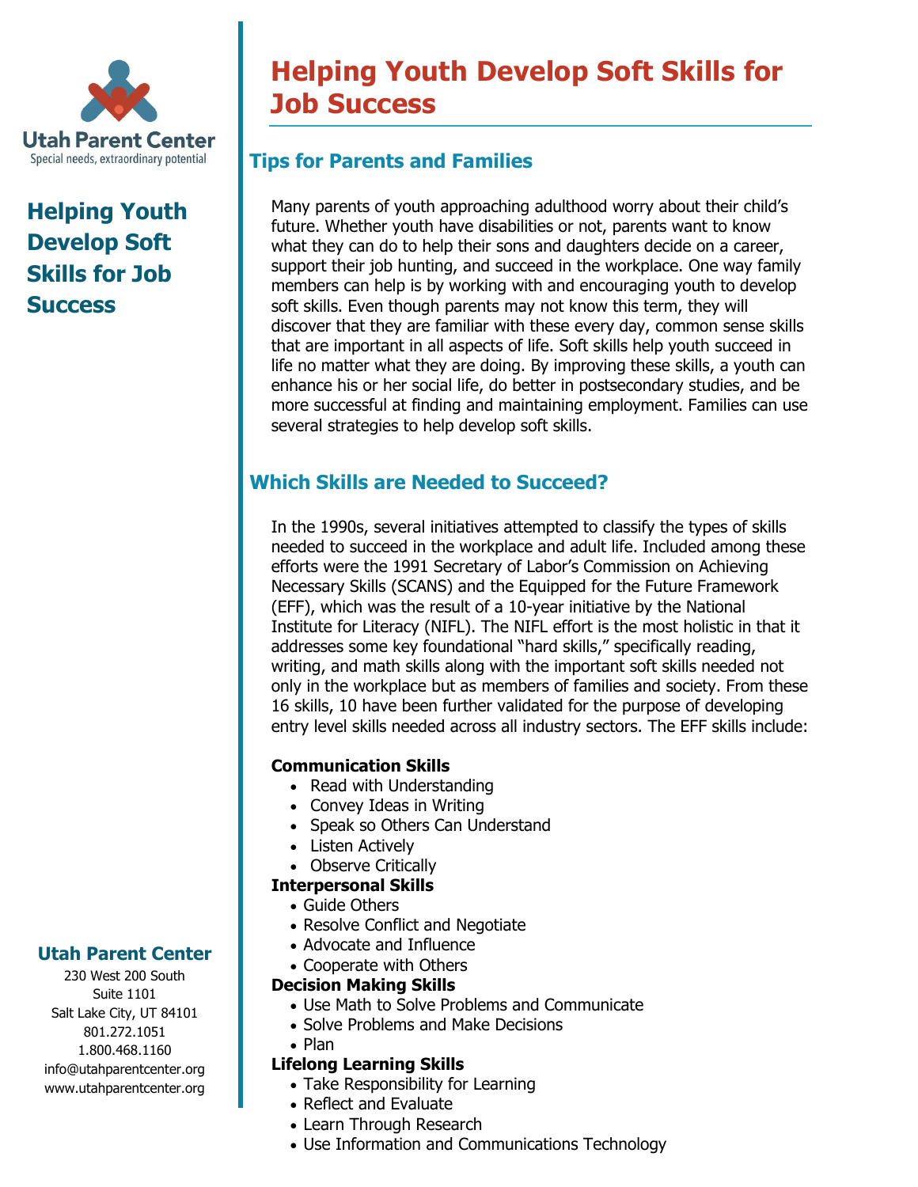Utah Parent Center
Special needs, extraordinary potential

## Helping Youth Develop Soft Skills for Job Success

**Utah Parent Center**
230 West 200 South
Suite 1101
Salt Lake City, UT 84101
801.272.1051
1.800.468.1160
info@utahparentcenter.org
www.utahparentcenter.org

# Helping Youth Develop Soft Skills for Job Success

## Tips for Parents and Families

Many parents of youth approaching adulthood worry about their child's future. Whether youth have disabilities or not, parents want to know what they can do to help their sons and daughters decide on a career, support their job hunting, and succeed in the workplace. One way family members can help is by working with and encouraging youth to develop soft skills. Even though parents may not know this term, they will discover that they are familiar with these every day, common sense skills that are important in all aspects of life. Soft skills help youth succeed in life no matter what they are doing. By improving these skills, a youth can enhance his or her social life, do better in postsecondary studies, and be more successful at finding and maintaining employment. Families can use several strategies to help develop soft skills.

## Which Skills are Needed to Succeed?

In the 1990s, several initiatives attempted to classify the types of skills needed to succeed in the workplace and adult life. Included among these efforts were the 1991 Secretary of Labor's Commission on Achieving Necessary Skills (SCANS) and the Equipped for the Future Framework (EFF), which was the result of a 10-year initiative by the National Institute for Literacy (NIFL). The NIFL effort is the most holistic in that it addresses some key foundational "hard skills," specifically reading, writing, and math skills along with the important soft skills needed not only in the workplace but as members of families and society. From these 16 skills, 10 have been further validated for the purpose of developing entry level skills needed across all industry sectors. The EFF skills include:

**Communication Skills**

- Read with Understanding
- Convey Ideas in Writing
- Speak so Others Can Understand
- Listen Actively
- Observe Critically

**Interpersonal Skills**

- Guide Others
- Resolve Conflict and Negotiate
- Advocate and Influence
- Cooperate with Others

**Decision Making Skills**

- Use Math to Solve Problems and Communicate
- Solve Problems and Make Decisions
- Plan

**Lifelong Learning Skills**

- Take Responsibility for Learning
- Reflect and Evaluate
- Learn Through Research
- Use Information and Communications Technology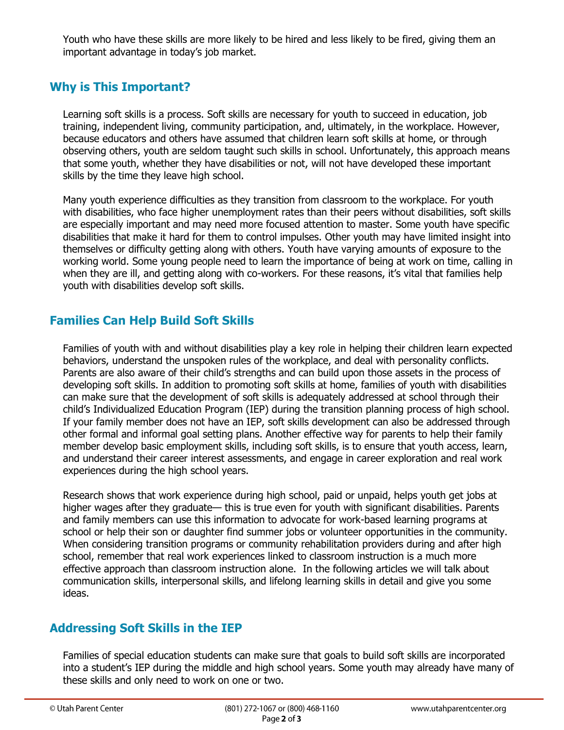Youth who have these skills are more likely to be hired and less likely to be fired, giving them an important advantage in today's job market.

## Why is This Important?

Learning soft skills is a process. Soft skills are necessary for youth to succeed in education, job training, independent living, community participation, and, ultimately, in the workplace. However, because educators and others have assumed that children learn soft skills at home, or through observing others, youth are seldom taught such skills in school. Unfortunately, this approach means that some youth, whether they have disabilities or not, will not have developed these important skills by the time they leave high school.

Many youth experience difficulties as they transition from classroom to the workplace. For youth with disabilities, who face higher unemployment rates than their peers without disabilities, soft skills are especially important and may need more focused attention to master. Some youth have specific disabilities that make it hard for them to control impulses. Other youth may have limited insight into themselves or difficulty getting along with others. Youth have varying amounts of exposure to the working world. Some young people need to learn the importance of being at work on time, calling in when they are ill, and getting along with co-workers. For these reasons, it's vital that families help youth with disabilities develop soft skills.

## Families Can Help Build Soft Skills

Families of youth with and without disabilities play a key role in helping their children learn expected behaviors, understand the unspoken rules of the workplace, and deal with personality conflicts. Parents are also aware of their child's strengths and can build upon those assets in the process of developing soft skills. In addition to promoting soft skills at home, families of youth with disabilities can make sure that the development of soft skills is adequately addressed at school through their child's Individualized Education Program (IEP) during the transition planning process of high school. If your family member does not have an IEP, soft skills development can also be addressed through other formal and informal goal setting plans. Another effective way for parents to help their family member develop basic employment skills, including soft skills, is to ensure that youth access, learn, and understand their career interest assessments, and engage in career exploration and real work experiences during the high school years.

Research shows that work experience during high school, paid or unpaid, helps youth get jobs at higher wages after they graduate— this is true even for youth with significant disabilities. Parents and family members can use this information to advocate for work-based learning programs at school or help their son or daughter find summer jobs or volunteer opportunities in the community. When considering transition programs or community rehabilitation providers during and after high school, remember that real work experiences linked to classroom instruction is a much more effective approach than classroom instruction alone. In the following articles we will talk about communication skills, interpersonal skills, and lifelong learning skills in detail and give you some ideas.

## Addressing Soft Skills in the IEP

Families of special education students can make sure that goals to build soft skills are incorporated into a student's IEP during the middle and high school years. Some youth may already have many of these skills and only need to work on one or two.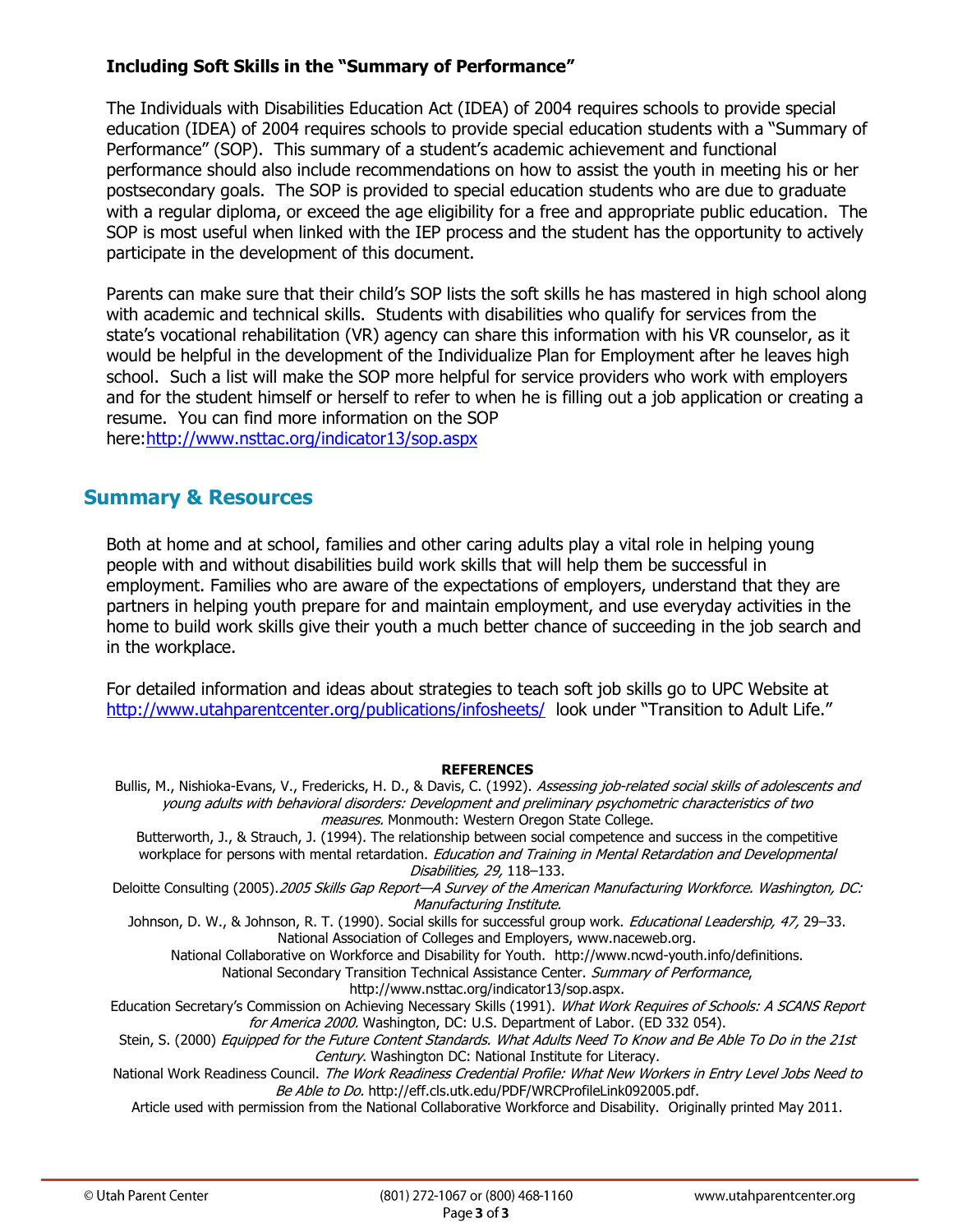**Including Soft Skills in the "Summary of Performance"**

The Individuals with Disabilities Education Act (IDEA) of 2004 requires schools to provide special education (IDEA) of 2004 requires schools to provide special education students with a "Summary of Performance" (SOP). This summary of a student's academic achievement and functional performance should also include recommendations on how to assist the youth in meeting his or her postsecondary goals. The SOP is provided to special education students who are due to graduate with a regular diploma, or exceed the age eligibility for a free and appropriate public education. The SOP is most useful when linked with the IEP process and the student has the opportunity to actively participate in the development of this document.

Parents can make sure that their child's SOP lists the soft skills he has mastered in high school along with academic and technical skills. Students with disabilities who qualify for services from the state's vocational rehabilitation (VR) agency can share this information with his VR counselor, as it would be helpful in the development of the Individualize Plan for Employment after he leaves high school. Such a list will make the SOP more helpful for service providers who work with employers and for the student himself or herself to refer to when he is filling out a job application or creating a resume. You can find more information on the SOP here:http://www.nsttac.org/indicator13/sop.aspx

## Summary & Resources

Both at home and at school, families and other caring adults play a vital role in helping young people with and without disabilities build work skills that will help them be successful in employment. Families who are aware of the expectations of employers, understand that they are partners in helping youth prepare for and maintain employment, and use everyday activities in the home to build work skills give their youth a much better chance of succeeding in the job search and in the workplace.

For detailed information and ideas about strategies to teach soft job skills go to UPC Website at http://www.utahparentcenter.org/publications/infosheets/ look under "Transition to Adult Life."

**REFERENCES**

Bullis, M., Nishioka-Evans, V., Fredericks, H. D., & Davis, C. (1992). *Assessing job-related social skills of adolescents and young adults with behavioral disorders: Development and preliminary psychometric characteristics of two measures.* Monmouth: Western Oregon State College.

Butterworth, J., & Strauch, J. (1994). The relationship between social competence and success in the competitive workplace for persons with mental retardation. *Education and Training in Mental Retardation and Developmental Disabilities, 29,* 118–133.

Deloitte Consulting (2005).*2005 Skills Gap Report—A Survey of the American Manufacturing Workforce. Washington, DC: Manufacturing Institute.*

Johnson, D. W., & Johnson, R. T. (1990). Social skills for successful group work. *Educational Leadership, 47,* 29–33.

National Association of Colleges and Employers, www.naceweb.org.

National Collaborative on Workforce and Disability for Youth. http://www.ncwd-youth.info/definitions.

National Secondary Transition Technical Assistance Center. *Summary of Performance*, http://www.nsttac.org/indicator13/sop.aspx.

Education Secretary's Commission on Achieving Necessary Skills (1991). *What Work Requires of Schools: A SCANS Report for America 2000.* Washington, DC: U.S. Department of Labor. (ED 332 054).

Stein, S. (2000) *Equipped for the Future Content Standards. What Adults Need To Know and Be Able To Do in the 21st Century.* Washington DC: National Institute for Literacy.

National Work Readiness Council. *The Work Readiness Credential Profile: What New Workers in Entry Level Jobs Need to Be Able to Do.* http://eff.cls.utk.edu/PDF/WRCProfileLink092005.pdf.

Article used with permission from the National Collaborative Workforce and Disability. Originally printed May 2011.